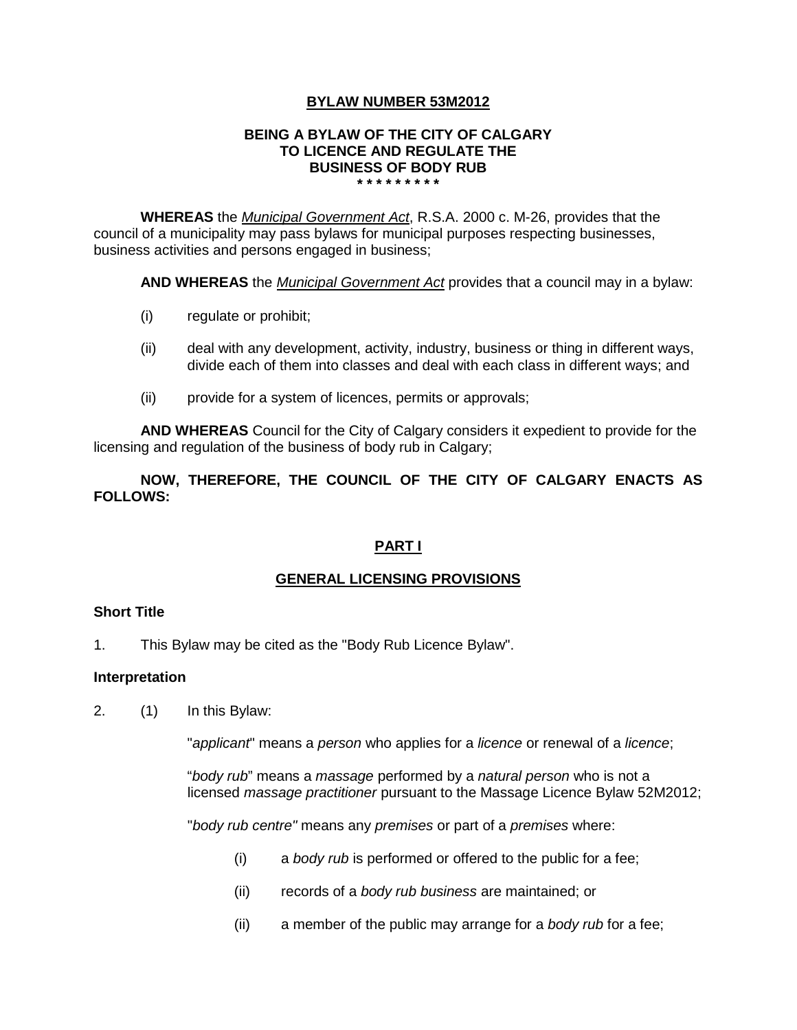**BYLAW NUMBER 53M2012**

**BEING A BYLAW OF THE CITY OF CALGARY TO LICENCE AND REGULATE THE BUSINESS OF BODY RUB**

**\* \* \* \* \* \* \* \* \***

**WHEREAS** the *Municipal Government Act*, R.S.A. 2000 c. M-26, provides that the council of a municipality may pass bylaws for municipal purposes respecting businesses, business activities and persons engaged in business;

**AND WHEREAS** the *Municipal Government Act* provides that a council may in a bylaw:

(i) regulate or prohibit;

(ii) deal with any development, activity, industry, business or thing in different ways, divide each of them into classes and deal with each class in different ways; and

(ii) provide for a system of licences, permits or approvals;

**AND WHEREAS** Council for the City of Calgary considers it expedient to provide for the licensing and regulation of the business of body rub in Calgary;

**NOW, THEREFORE, THE COUNCIL OF THE CITY OF CALGARY ENACTS AS FOLLOWS:**

## PART I

## GENERAL LICENSING PROVISIONS

**Short Title**

1. This Bylaw may be cited as the "Body Rub Licence Bylaw".

**Interpretation**

2. (1) In this Bylaw:

"*applicant*" means a *person* who applies for a *licence* or renewal of a *licence*;

"*body rub*" means a *massage* performed by a *natural person* who is not a licensed *massage practitioner* pursuant to the Massage Licence Bylaw 52M2012;

"*body rub centre"* means any *premises* or part of a *premises* where:

(i) a *body rub* is performed or offered to the public for a fee;

(ii) records of a *body rub business* are maintained; or

(ii) a member of the public may arrange for a *body rub* for a fee;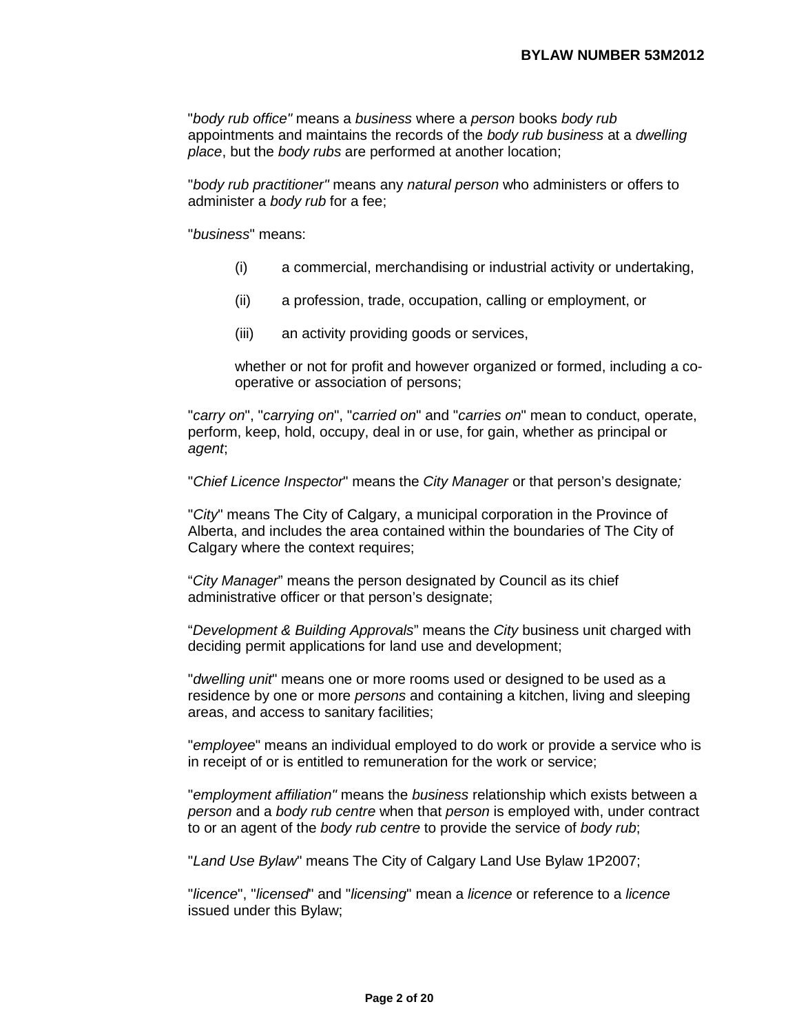"*body rub office"* means a *business* where a *person* books *body rub* appointments and maintains the records of the *body rub business* at a *dwelling place*, but the *body rubs* are performed at another location;

"*body rub practitioner"* means any *natural person* who administers or offers to administer a *body rub* for a fee;

"*business*" means:

(i) a commercial, merchandising or industrial activity or undertaking,

(ii) a profession, trade, occupation, calling or employment, or

(iii) an activity providing goods or services,

whether or not for profit and however organized or formed, including a co-operative or association of persons;

"*carry on*", "*carrying on*", "*carried on*" and "*carries on*" mean to conduct, operate, perform, keep, hold, occupy, deal in or use, for gain, whether as principal or *agent*;

"*Chief Licence Inspector*" means the *City Manager* or that person's designate*;*

"*City*" means The City of Calgary, a municipal corporation in the Province of Alberta, and includes the area contained within the boundaries of The City of Calgary where the context requires;

"*City Manager*" means the person designated by Council as its chief administrative officer or that person's designate;

"*Development & Building Approvals*" means the *City* business unit charged with deciding permit applications for land use and development;

"*dwelling unit*" means one or more rooms used or designed to be used as a residence by one or more *persons* and containing a kitchen, living and sleeping areas, and access to sanitary facilities;

"*employee*" means an individual employed to do work or provide a service who is in receipt of or is entitled to remuneration for the work or service;

"*employment affiliation"* means the *business* relationship which exists between a *person* and a *body rub centre* when that *person* is employed with, under contract to or an agent of the *body rub centre* to provide the service of *body rub*;

"*Land Use Bylaw*" means The City of Calgary Land Use Bylaw 1P2007;

"*licence*", "*licensed*" and "*licensing*" mean a *licence* or reference to a *licence* issued under this Bylaw;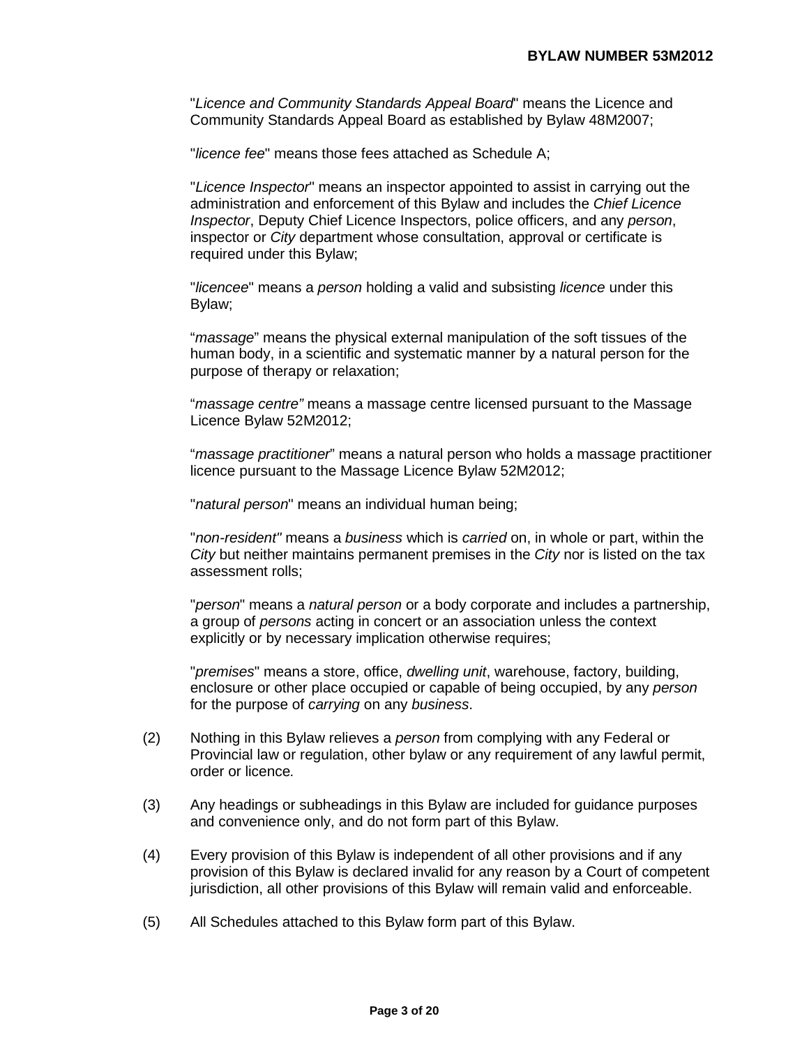"*Licence and Community Standards Appeal Board*" means the Licence and Community Standards Appeal Board as established by Bylaw 48M2007;

"*licence fee*" means those fees attached as Schedule A;

"*Licence Inspector*" means an inspector appointed to assist in carrying out the administration and enforcement of this Bylaw and includes the *Chief Licence Inspector*, Deputy Chief Licence Inspectors, police officers, and any *person*, inspector or *City* department whose consultation, approval or certificate is required under this Bylaw;

"*licencee*" means a *person* holding a valid and subsisting *licence* under this Bylaw;

"*massage*" means the physical external manipulation of the soft tissues of the human body, in a scientific and systematic manner by a natural person for the purpose of therapy or relaxation;

"*massage centre"* means a massage centre licensed pursuant to the Massage Licence Bylaw 52M2012;

"*massage practitioner*" means a natural person who holds a massage practitioner licence pursuant to the Massage Licence Bylaw 52M2012;

"*natural person*" means an individual human being;

"*non-resident"* means a *business* which is *carried* on, in whole or part, within the *City* but neither maintains permanent premises in the *City* nor is listed on the tax assessment rolls;

"*person*" means a *natural person* or a body corporate and includes a partnership, a group of *persons* acting in concert or an association unless the context explicitly or by necessary implication otherwise requires;

"*premises*" means a store, office, *dwelling unit*, warehouse, factory, building, enclosure or other place occupied or capable of being occupied, by any *person* for the purpose of *carrying* on any *business*.

(2) Nothing in this Bylaw relieves a *person* from complying with any Federal or Provincial law or regulation, other bylaw or any requirement of any lawful permit, order or licence*.*

(3) Any headings or subheadings in this Bylaw are included for guidance purposes and convenience only, and do not form part of this Bylaw.

(4) Every provision of this Bylaw is independent of all other provisions and if any provision of this Bylaw is declared invalid for any reason by a Court of competent jurisdiction, all other provisions of this Bylaw will remain valid and enforceable.

(5) All Schedules attached to this Bylaw form part of this Bylaw.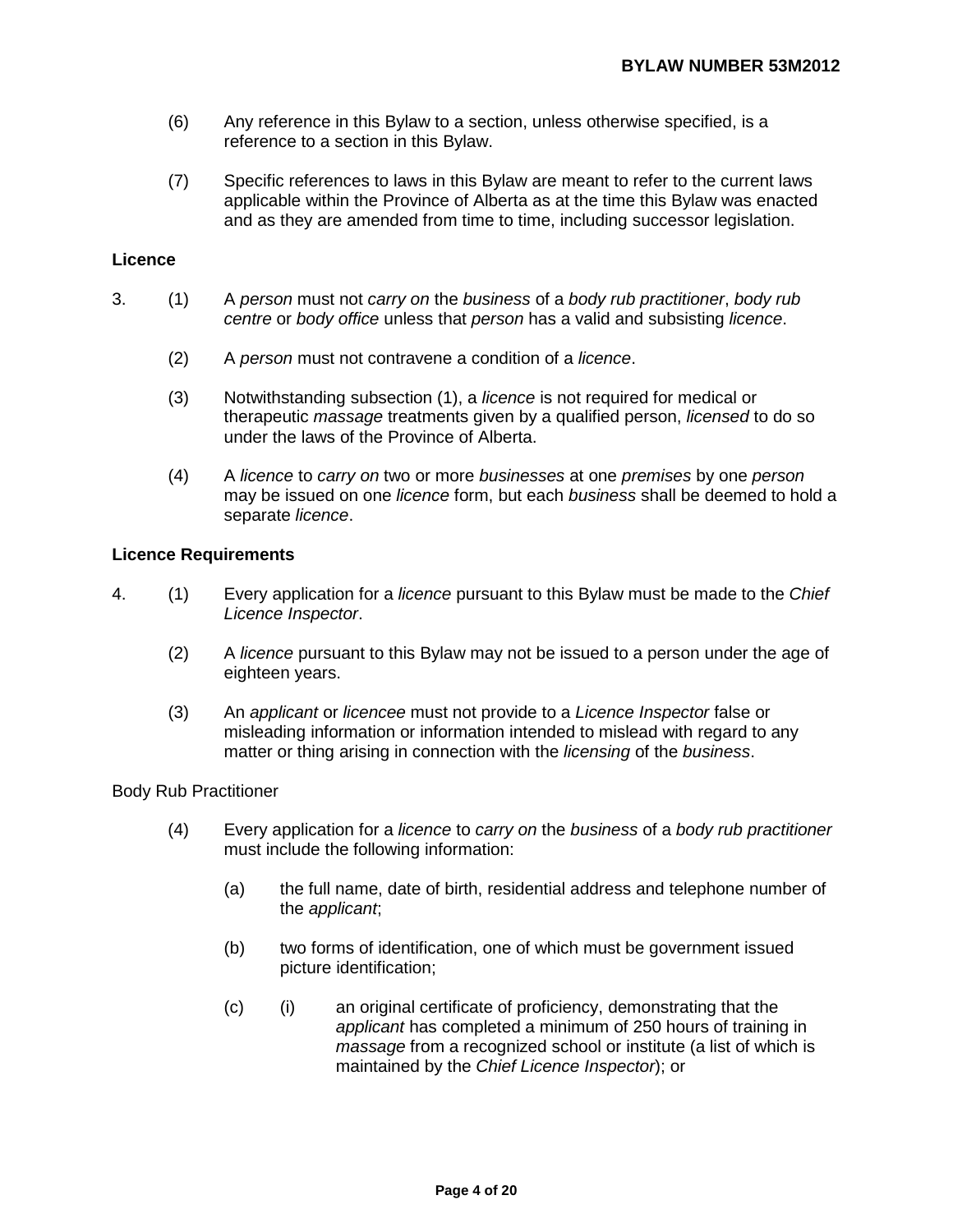(6) Any reference in this Bylaw to a section, unless otherwise specified, is a reference to a section in this Bylaw.

(7) Specific references to laws in this Bylaw are meant to refer to the current laws applicable within the Province of Alberta as at the time this Bylaw was enacted and as they are amended from time to time, including successor legislation.

**Licence**

3. (1) A *person* must not *carry on* the *business* of a *body rub practitioner*, *body rub centre* or *body office* unless that *person* has a valid and subsisting *licence*.

(2) A *person* must not contravene a condition of a *licence*.

(3) Notwithstanding subsection (1), a *licence* is not required for medical or therapeutic *massage* treatments given by a qualified person, *licensed* to do so under the laws of the Province of Alberta.

(4) A *licence* to *carry on* two or more *businesses* at one *premises* by one *person* may be issued on one *licence* form, but each *business* shall be deemed to hold a separate *licence*.

**Licence Requirements**

4. (1) Every application for a *licence* pursuant to this Bylaw must be made to the *Chief Licence Inspector*.

(2) A *licence* pursuant to this Bylaw may not be issued to a person under the age of eighteen years.

(3) An *applicant* or *licencee* must not provide to a *Licence Inspector* false or misleading information or information intended to mislead with regard to any matter or thing arising in connection with the *licensing* of the *business*.

Body Rub Practitioner

(4) Every application for a *licence* to *carry on* the *business* of a *body rub practitioner* must include the following information:

(a) the full name, date of birth, residential address and telephone number of the *applicant*;

(b) two forms of identification, one of which must be government issued picture identification;

(c) (i) an original certificate of proficiency, demonstrating that the *applicant* has completed a minimum of 250 hours of training in *massage* from a recognized school or institute (a list of which is maintained by the *Chief Licence Inspector*); or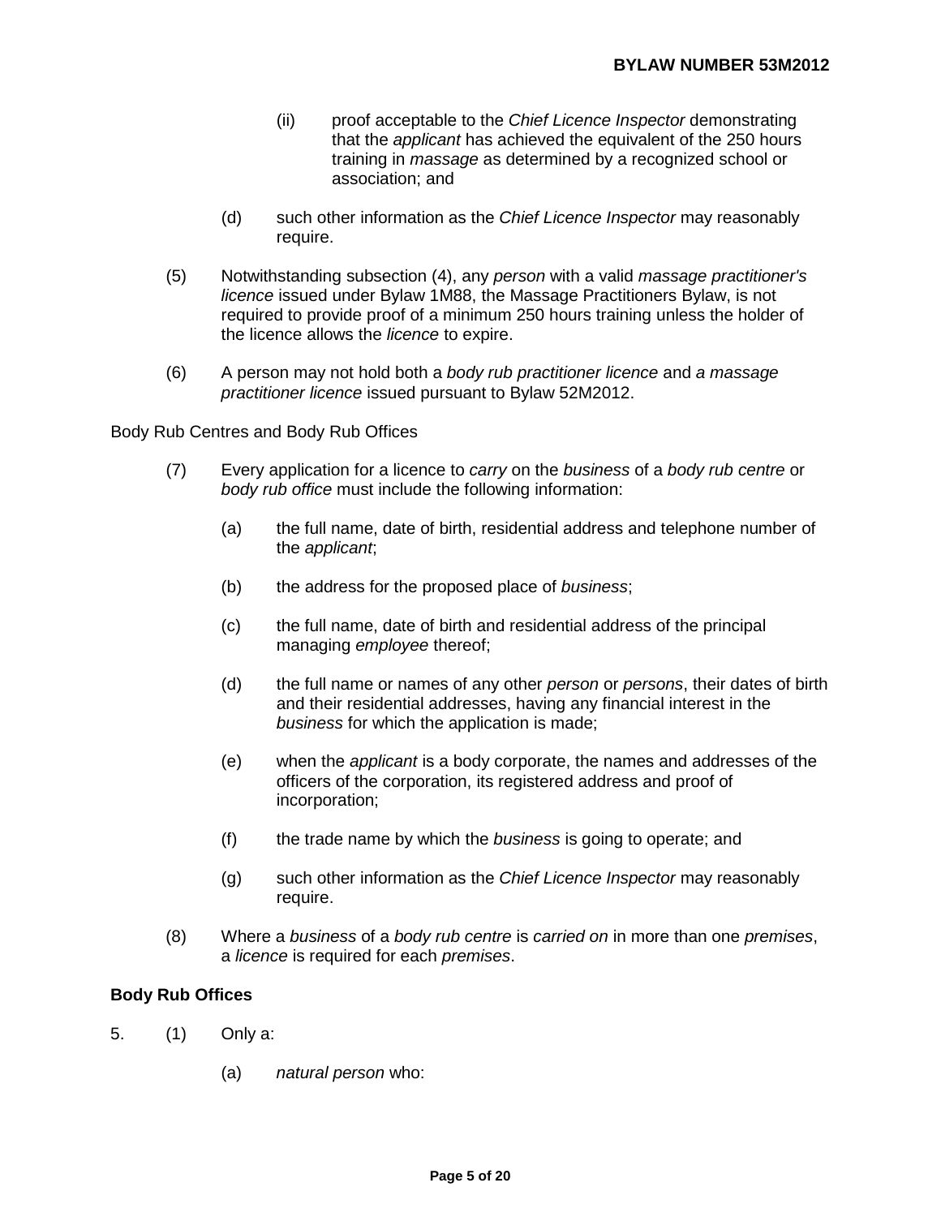(ii) proof acceptable to the *Chief Licence Inspector* demonstrating that the *applicant* has achieved the equivalent of the 250 hours training in *massage* as determined by a recognized school or association; and

(d) such other information as the *Chief Licence Inspector* may reasonably require.

(5) Notwithstanding subsection (4), any *person* with a valid *massage practitioner's licence* issued under Bylaw 1M88, the Massage Practitioners Bylaw, is not required to provide proof of a minimum 250 hours training unless the holder of the licence allows the *licence* to expire.

(6) A person may not hold both a *body rub practitioner licence* and *a massage practitioner licence* issued pursuant to Bylaw 52M2012.

Body Rub Centres and Body Rub Offices

(7) Every application for a licence to *carry* on the *business* of a *body rub centre* or *body rub office* must include the following information:

(a) the full name, date of birth, residential address and telephone number of the *applicant*;

(b) the address for the proposed place of *business*;

(c) the full name, date of birth and residential address of the principal managing *employee* thereof;

(d) the full name or names of any other *person* or *persons*, their dates of birth and their residential addresses, having any financial interest in the *business* for which the application is made;

(e) when the *applicant* is a body corporate, the names and addresses of the officers of the corporation, its registered address and proof of incorporation;

(f) the trade name by which the *business* is going to operate; and

(g) such other information as the *Chief Licence Inspector* may reasonably require.

(8) Where a *business* of a *body rub centre* is *carried on* in more than one *premises*, a *licence* is required for each *premises*.

**Body Rub Offices**

5. (1) Only a:

(a) *natural person* who: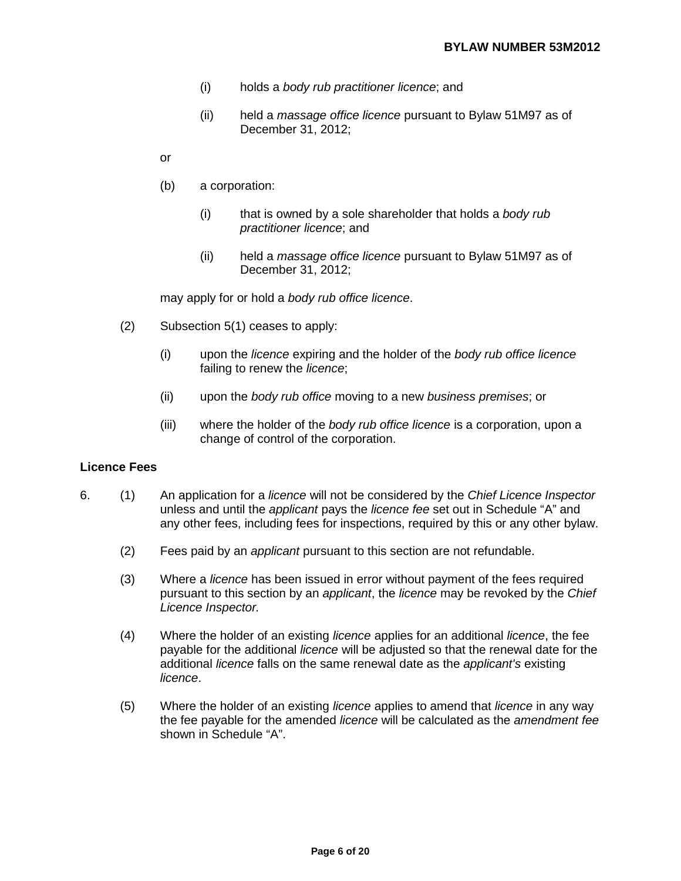(i) holds a *body rub practitioner licence*; and

(ii) held a *massage office licence* pursuant to Bylaw 51M97 as of December 31, 2012;

or

(b) a corporation:

(i) that is owned by a sole shareholder that holds a *body rub practitioner licence*; and

(ii) held a *massage office licence* pursuant to Bylaw 51M97 as of December 31, 2012;

may apply for or hold a *body rub office licence*.

(2) Subsection 5(1) ceases to apply:

(i) upon the *licence* expiring and the holder of the *body rub office licence* failing to renew the *licence*;

(ii) upon the *body rub office* moving to a new *business premises*; or

(iii) where the holder of the *body rub office licence* is a corporation, upon a change of control of the corporation.

**Licence Fees**

6. (1) An application for a *licence* will not be considered by the *Chief Licence Inspector* unless and until the *applicant* pays the *licence fee* set out in Schedule "A" and any other fees, including fees for inspections, required by this or any other bylaw.

(2) Fees paid by an *applicant* pursuant to this section are not refundable.

(3) Where a *licence* has been issued in error without payment of the fees required pursuant to this section by an *applicant*, the *licence* may be revoked by the *Chief Licence Inspector.*

(4) Where the holder of an existing *licence* applies for an additional *licence*, the fee payable for the additional *licence* will be adjusted so that the renewal date for the additional *licence* falls on the same renewal date as the *applicant's* existing *licence*.

(5) Where the holder of an existing *licence* applies to amend that *licence* in any way the fee payable for the amended *licence* will be calculated as the *amendment fee* shown in Schedule "A".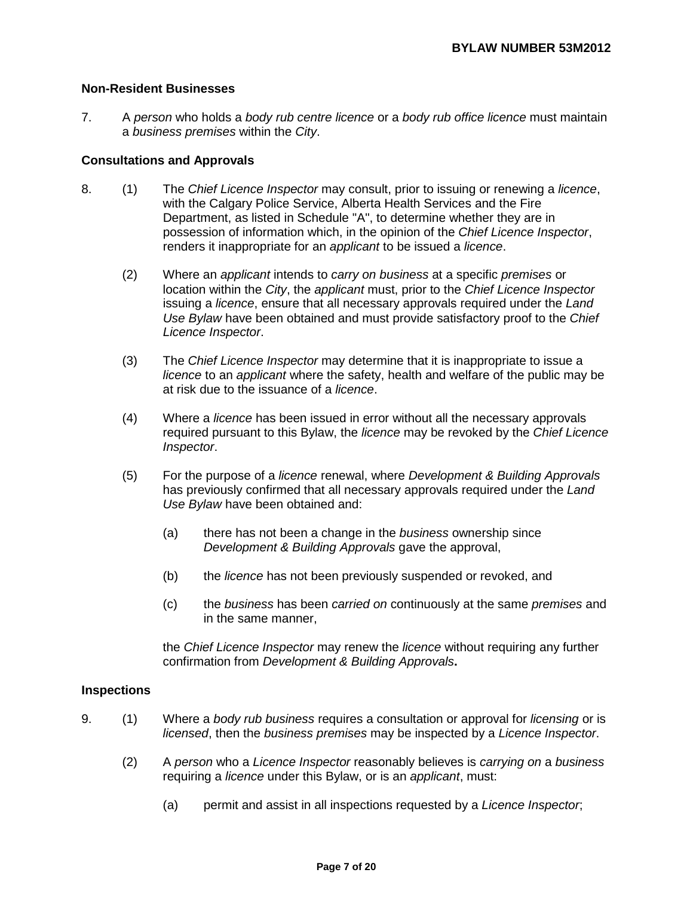### Non-Resident Businesses

7. A *person* who holds a *body rub centre licence* or a *body rub office licence* must maintain a *business premises* within the *City*.

### Consultations and Approvals

8. (1) The *Chief Licence Inspector* may consult, prior to issuing or renewing a *licence*, with the Calgary Police Service, Alberta Health Services and the Fire Department, as listed in Schedule "A", to determine whether they are in possession of information which, in the opinion of the *Chief Licence Inspector*, renders it inappropriate for an *applicant* to be issued a *licence*.

   (2) Where an *applicant* intends to *carry on business* at a specific *premises* or location within the *City*, the *applicant* must, prior to the *Chief Licence Inspector* issuing a *licence*, ensure that all necessary approvals required under the *Land Use Bylaw* have been obtained and must provide satisfactory proof to the *Chief Licence Inspector*.

   (3) The *Chief Licence Inspector* may determine that it is inappropriate to issue a *licence* to an *applicant* where the safety, health and welfare of the public may be at risk due to the issuance of a *licence*.

   (4) Where a *licence* has been issued in error without all the necessary approvals required pursuant to this Bylaw, the *licence* may be revoked by the *Chief Licence Inspector*.

   (5) For the purpose of a *licence* renewal, where *Development & Building Approvals* has previously confirmed that all necessary approvals required under the *Land Use Bylaw* have been obtained and:

      (a) there has not been a change in the *business* ownership since *Development & Building Approvals* gave the approval,

      (b) the *licence* has not been previously suspended or revoked, and

      (c) the *business* has been *carried on* continuously at the same *premises* and in the same manner,

   the *Chief Licence Inspector* may renew the *licence* without requiring any further confirmation from *Development & Building Approvals*.

### Inspections

9. (1) Where a *body rub business* requires a consultation or approval for *licensing* or is *licensed*, then the *business premises* may be inspected by a *Licence Inspector*.

   (2) A *person* who a *Licence Inspector* reasonably believes is *carrying on* a *business* requiring a *licence* under this Bylaw, or is an *applicant*, must:

      (a) permit and assist in all inspections requested by a *Licence Inspector*;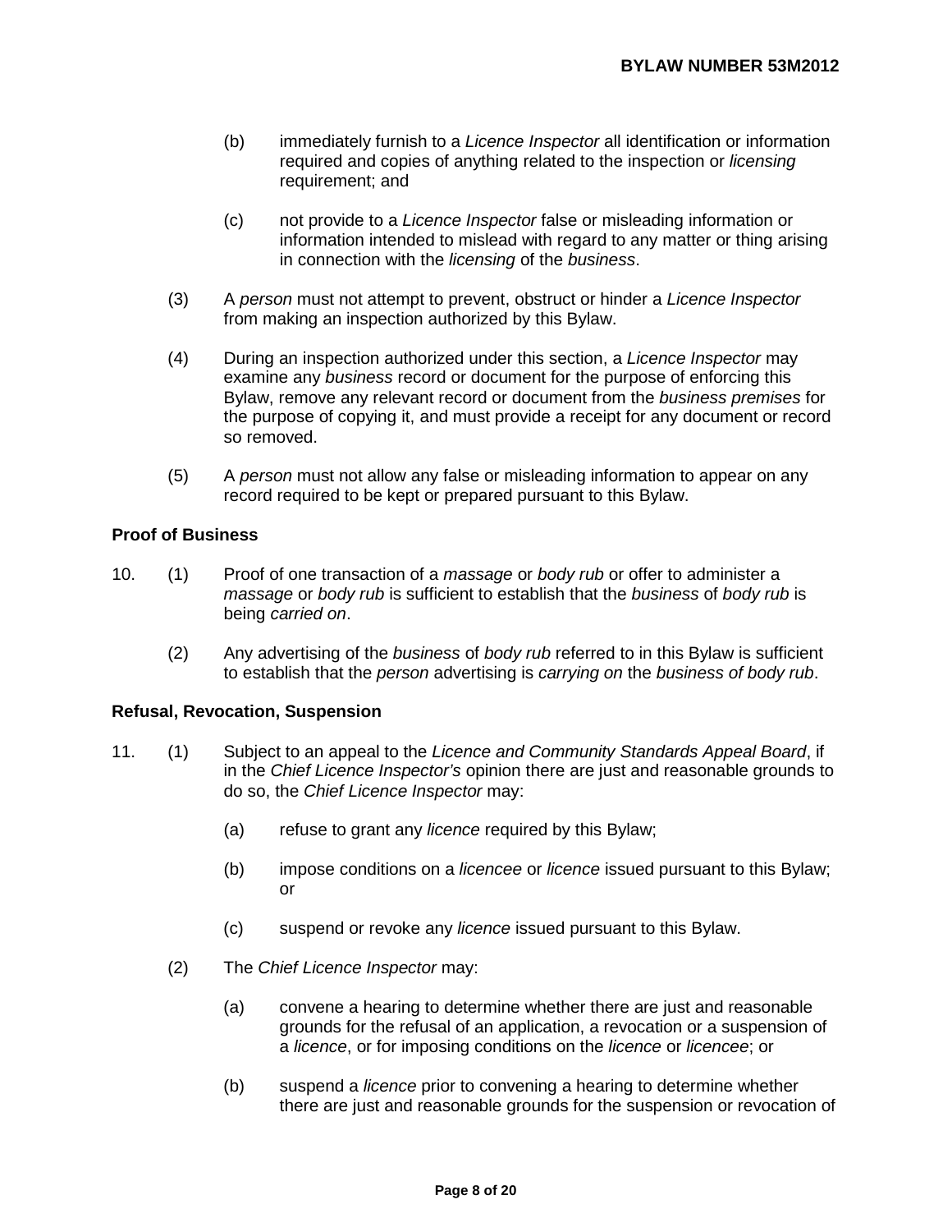(b) immediately furnish to a *Licence Inspector* all identification or information required and copies of anything related to the inspection or *licensing* requirement; and

(c) not provide to a *Licence Inspector* false or misleading information or information intended to mislead with regard to any matter or thing arising in connection with the *licensing* of the *business*.

(3) A *person* must not attempt to prevent, obstruct or hinder a *Licence Inspector* from making an inspection authorized by this Bylaw.

(4) During an inspection authorized under this section, a *Licence Inspector* may examine any *business* record or document for the purpose of enforcing this Bylaw, remove any relevant record or document from the *business premises* for the purpose of copying it, and must provide a receipt for any document or record so removed.

(5) A *person* must not allow any false or misleading information to appear on any record required to be kept or prepared pursuant to this Bylaw.

**Proof of Business**

10. (1) Proof of one transaction of a *massage* or *body rub* or offer to administer a *massage* or *body rub* is sufficient to establish that the *business* of *body rub* is being *carried on*.

(2) Any advertising of the *business* of *body rub* referred to in this Bylaw is sufficient to establish that the *person* advertising is *carrying on* the *business of body rub*.

**Refusal, Revocation, Suspension**

11. (1) Subject to an appeal to the *Licence and Community Standards Appeal Board*, if in the *Chief Licence Inspector's* opinion there are just and reasonable grounds to do so, the *Chief Licence Inspector* may:

(a) refuse to grant any *licence* required by this Bylaw;

(b) impose conditions on a *licencee* or *licence* issued pursuant to this Bylaw; or

(c) suspend or revoke any *licence* issued pursuant to this Bylaw.

(2) The *Chief Licence Inspector* may:

(a) convene a hearing to determine whether there are just and reasonable grounds for the refusal of an application, a revocation or a suspension of a *licence*, or for imposing conditions on the *licence* or *licencee*; or

(b) suspend a *licence* prior to convening a hearing to determine whether there are just and reasonable grounds for the suspension or revocation of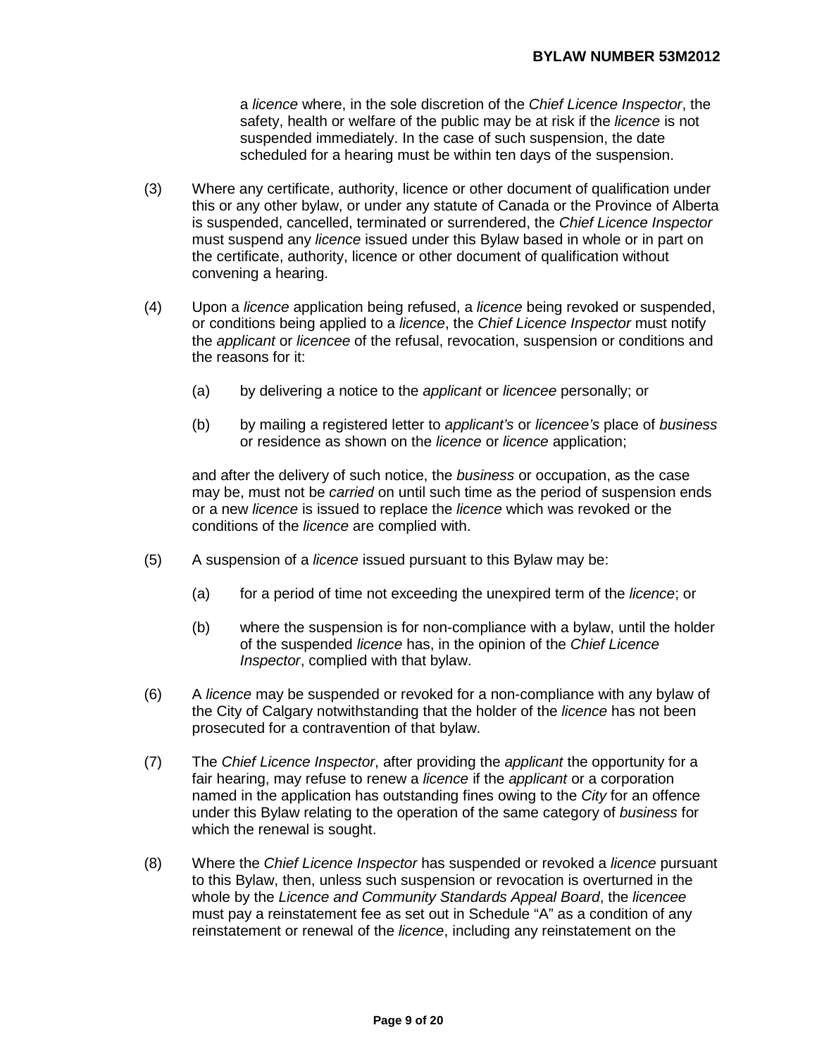a *licence* where, in the sole discretion of the *Chief Licence Inspector*, the safety, health or welfare of the public may be at risk if the *licence* is not suspended immediately. In the case of such suspension, the date scheduled for a hearing must be within ten days of the suspension.

(3) Where any certificate, authority, licence or other document of qualification under this or any other bylaw, or under any statute of Canada or the Province of Alberta is suspended, cancelled, terminated or surrendered, the *Chief Licence Inspector* must suspend any *licence* issued under this Bylaw based in whole or in part on the certificate, authority, licence or other document of qualification without convening a hearing.

(4) Upon a *licence* application being refused, a *licence* being revoked or suspended, or conditions being applied to a *licence*, the *Chief Licence Inspector* must notify the *applicant* or *licencee* of the refusal, revocation, suspension or conditions and the reasons for it:

(a) by delivering a notice to the *applicant* or *licencee* personally; or

(b) by mailing a registered letter to *applicant's* or *licencee's* place of *business* or residence as shown on the *licence* or *licence* application;

and after the delivery of such notice, the *business* or occupation, as the case may be, must not be *carried* on until such time as the period of suspension ends or a new *licence* is issued to replace the *licence* which was revoked or the conditions of the *licence* are complied with.

(5) A suspension of a *licence* issued pursuant to this Bylaw may be:

(a) for a period of time not exceeding the unexpired term of the *licence*; or

(b) where the suspension is for non-compliance with a bylaw, until the holder of the suspended *licence* has, in the opinion of the *Chief Licence Inspector*, complied with that bylaw.

(6) A *licence* may be suspended or revoked for a non-compliance with any bylaw of the City of Calgary notwithstanding that the holder of the *licence* has not been prosecuted for a contravention of that bylaw.

(7) The *Chief Licence Inspector*, after providing the *applicant* the opportunity for a fair hearing, may refuse to renew a *licence* if the *applicant* or a corporation named in the application has outstanding fines owing to the *City* for an offence under this Bylaw relating to the operation of the same category of *business* for which the renewal is sought.

(8) Where the *Chief Licence Inspector* has suspended or revoked a *licence* pursuant to this Bylaw, then, unless such suspension or revocation is overturned in the whole by the *Licence and Community Standards Appeal Board*, the *licencee* must pay a reinstatement fee as set out in Schedule "A" as a condition of any reinstatement or renewal of the *licence*, including any reinstatement on the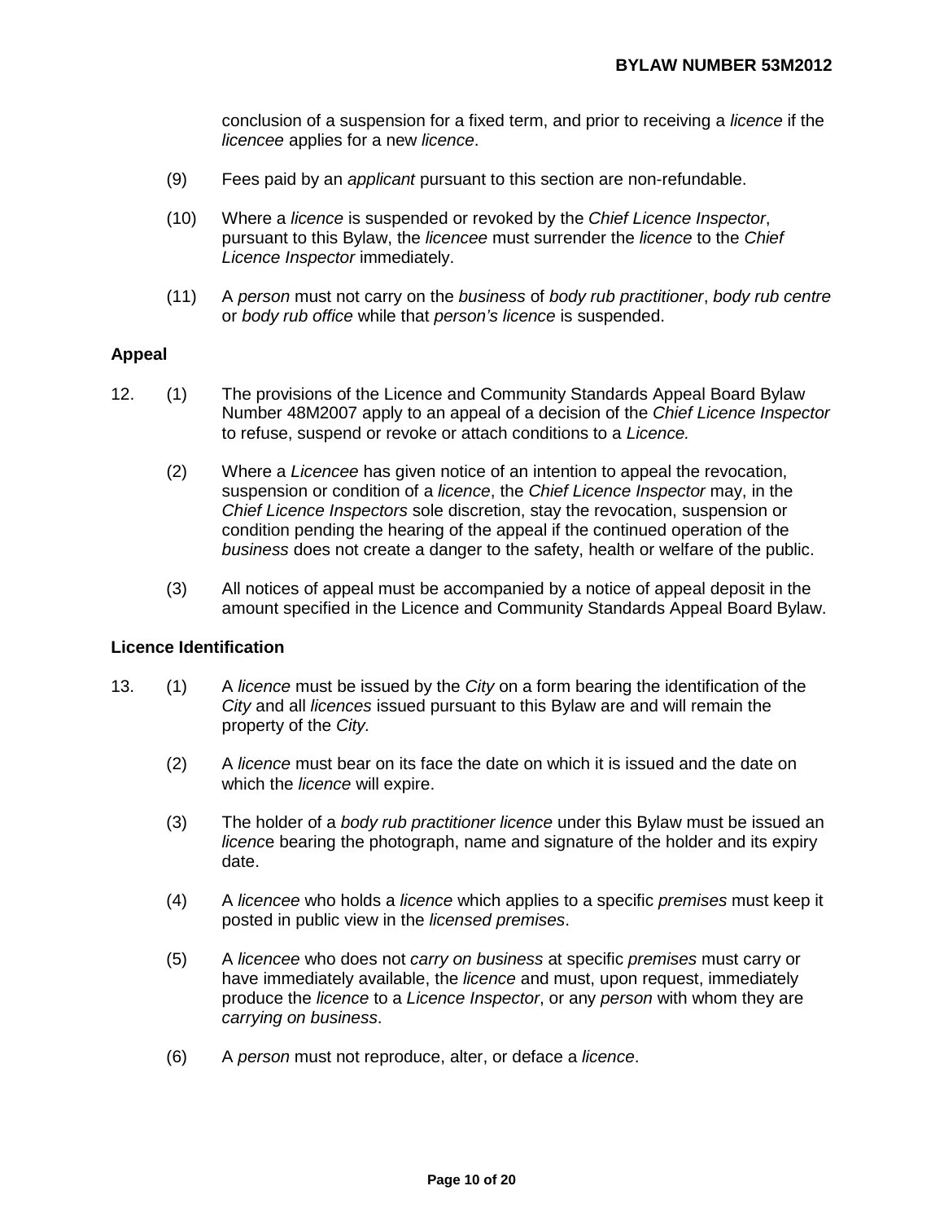conclusion of a suspension for a fixed term, and prior to receiving a *licence* if the *licencee* applies for a new *licence*.

(9) Fees paid by an *applicant* pursuant to this section are non-refundable.

(10) Where a *licence* is suspended or revoked by the *Chief Licence Inspector*, pursuant to this Bylaw, the *licencee* must surrender the *licence* to the *Chief Licence Inspector* immediately.

(11) A *person* must not carry on the *business* of *body rub practitioner*, *body rub centre* or *body rub office* while that *person's licence* is suspended.

**Appeal**

12. (1) The provisions of the Licence and Community Standards Appeal Board Bylaw Number 48M2007 apply to an appeal of a decision of the *Chief Licence Inspector* to refuse, suspend or revoke or attach conditions to a *Licence.*

(2) Where a *Licencee* has given notice of an intention to appeal the revocation, suspension or condition of a *licence*, the *Chief Licence Inspector* may, in the *Chief Licence Inspectors* sole discretion, stay the revocation, suspension or condition pending the hearing of the appeal if the continued operation of the *business* does not create a danger to the safety, health or welfare of the public.

(3) All notices of appeal must be accompanied by a notice of appeal deposit in the amount specified in the Licence and Community Standards Appeal Board Bylaw.

**Licence Identification**

13. (1) A *licence* must be issued by the *City* on a form bearing the identification of the *City* and all *licences* issued pursuant to this Bylaw are and will remain the property of the *City.*

(2) A *licence* must bear on its face the date on which it is issued and the date on which the *licence* will expire.

(3) The holder of a *body rub practitioner licence* under this Bylaw must be issued an *licenc*e bearing the photograph, name and signature of the holder and its expiry date.

(4) A *licencee* who holds a *licence* which applies to a specific *premises* must keep it posted in public view in the *licensed premises*.

(5) A *licencee* who does not *carry on business* at specific *premises* must carry or have immediately available, the *licence* and must, upon request, immediately produce the *licence* to a *Licence Inspector*, or any *person* with whom they are *carrying on business*.

(6) A *person* must not reproduce, alter, or deface a *licence*.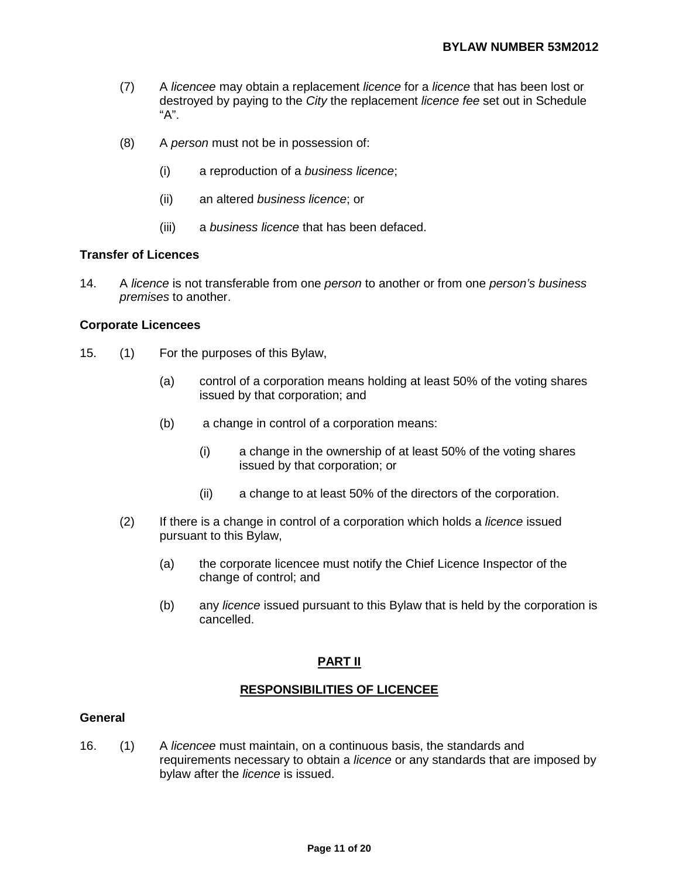(7) A *licencee* may obtain a replacement *licence* for a *licence* that has been lost or destroyed by paying to the *City* the replacement *licence fee* set out in Schedule "A".

(8) A *person* must not be in possession of:

(i) a reproduction of a *business licence*;

(ii) an altered *business licence*; or

(iii) a *business licence* that has been defaced.

**Transfer of Licences**

14. A *licence* is not transferable from one *person* to another or from one *person's business premises* to another.

**Corporate Licencees**

15. (1) For the purposes of this Bylaw,

(a) control of a corporation means holding at least 50% of the voting shares issued by that corporation; and

(b) a change in control of a corporation means:

(i) a change in the ownership of at least 50% of the voting shares issued by that corporation; or

(ii) a change to at least 50% of the directors of the corporation.

(2) If there is a change in control of a corporation which holds a *licence* issued pursuant to this Bylaw,

(a) the corporate licencee must notify the Chief Licence Inspector of the change of control; and

(b) any *licence* issued pursuant to this Bylaw that is held by the corporation is cancelled.

## PART II

## RESPONSIBILITIES OF LICENCEE

**General**

16. (1) A *licencee* must maintain, on a continuous basis, the standards and requirements necessary to obtain a *licence* or any standards that are imposed by bylaw after the *licence* is issued.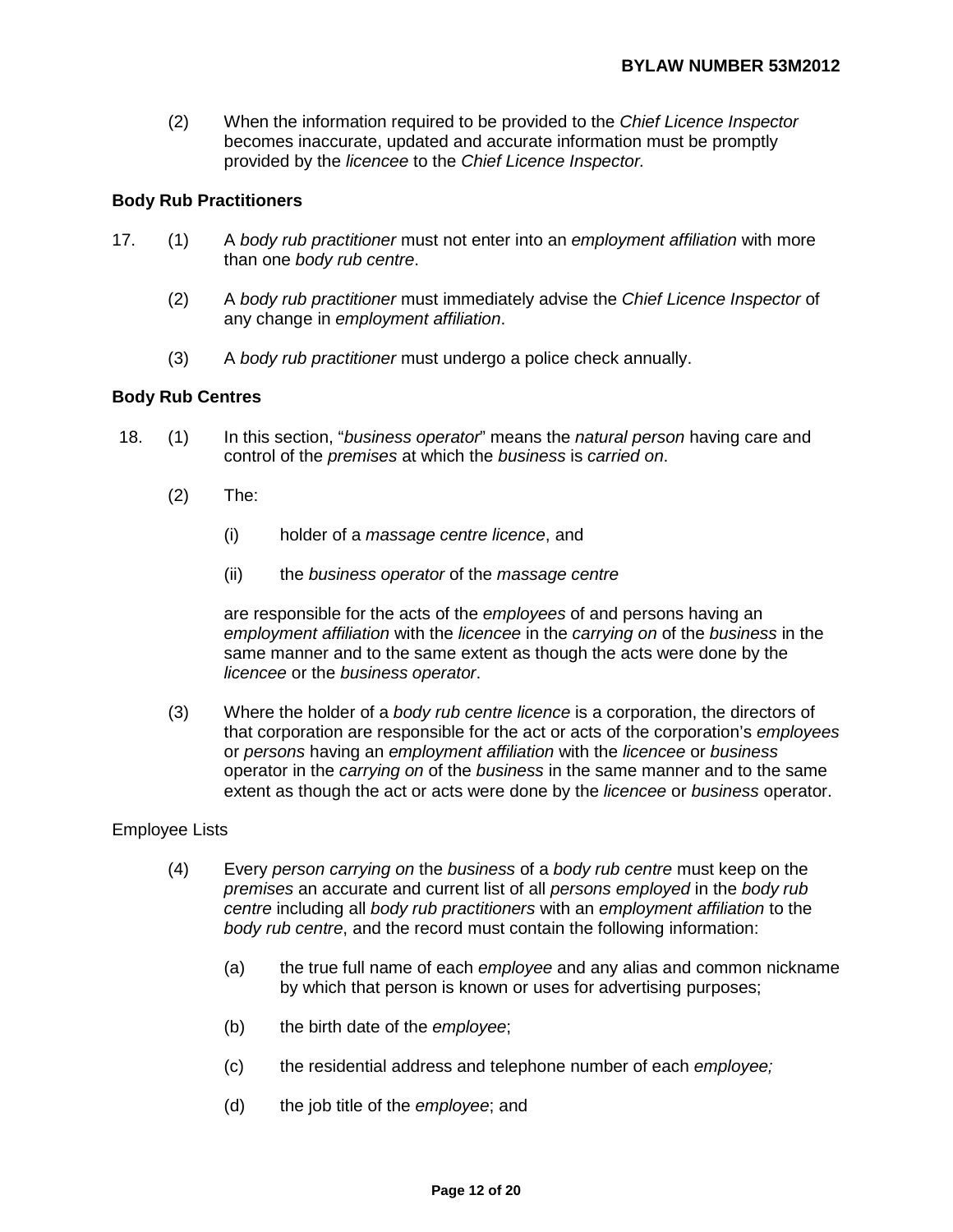(2) When the information required to be provided to the *Chief Licence Inspector* becomes inaccurate, updated and accurate information must be promptly provided by the *licencee* to the *Chief Licence Inspector.*

**Body Rub Practitioners**

17. (1) A *body rub practitioner* must not enter into an *employment affiliation* with more than one *body rub centre*.

    (2) A *body rub practitioner* must immediately advise the *Chief Licence Inspector* of any change in *employment affiliation*.

    (3) A *body rub practitioner* must undergo a police check annually.

**Body Rub Centres**

18. (1) In this section, "*business operator*" means the *natural person* having care and control of the *premises* at which the *business* is *carried on*.

    (2) The:

    (i) holder of a *massage centre licence*, and

    (ii) the *business operator* of the *massage centre*

    are responsible for the acts of the *employees* of and persons having an *employment affiliation* with the *licencee* in the *carrying on* of the *business* in the same manner and to the same extent as though the acts were done by the *licencee* or the *business operator*.

    (3) Where the holder of a *body rub centre licence* is a corporation, the directors of that corporation are responsible for the act or acts of the corporation's *employees* or *persons* having an *employment affiliation* with the *licencee* or *business* operator in the *carrying on* of the *business* in the same manner and to the same extent as though the act or acts were done by the *licencee* or *business* operator.

Employee Lists

(4) Every *person carrying on* the *business* of a *body rub centre* must keep on the *premises* an accurate and current list of all *persons employed* in the *body rub centre* including all *body rub practitioners* with an *employment affiliation* to the *body rub centre*, and the record must contain the following information:

(a) the true full name of each *employee* and any alias and common nickname by which that person is known or uses for advertising purposes;

(b) the birth date of the *employee*;

(c) the residential address and telephone number of each *employee;*

(d) the job title of the *employee*; and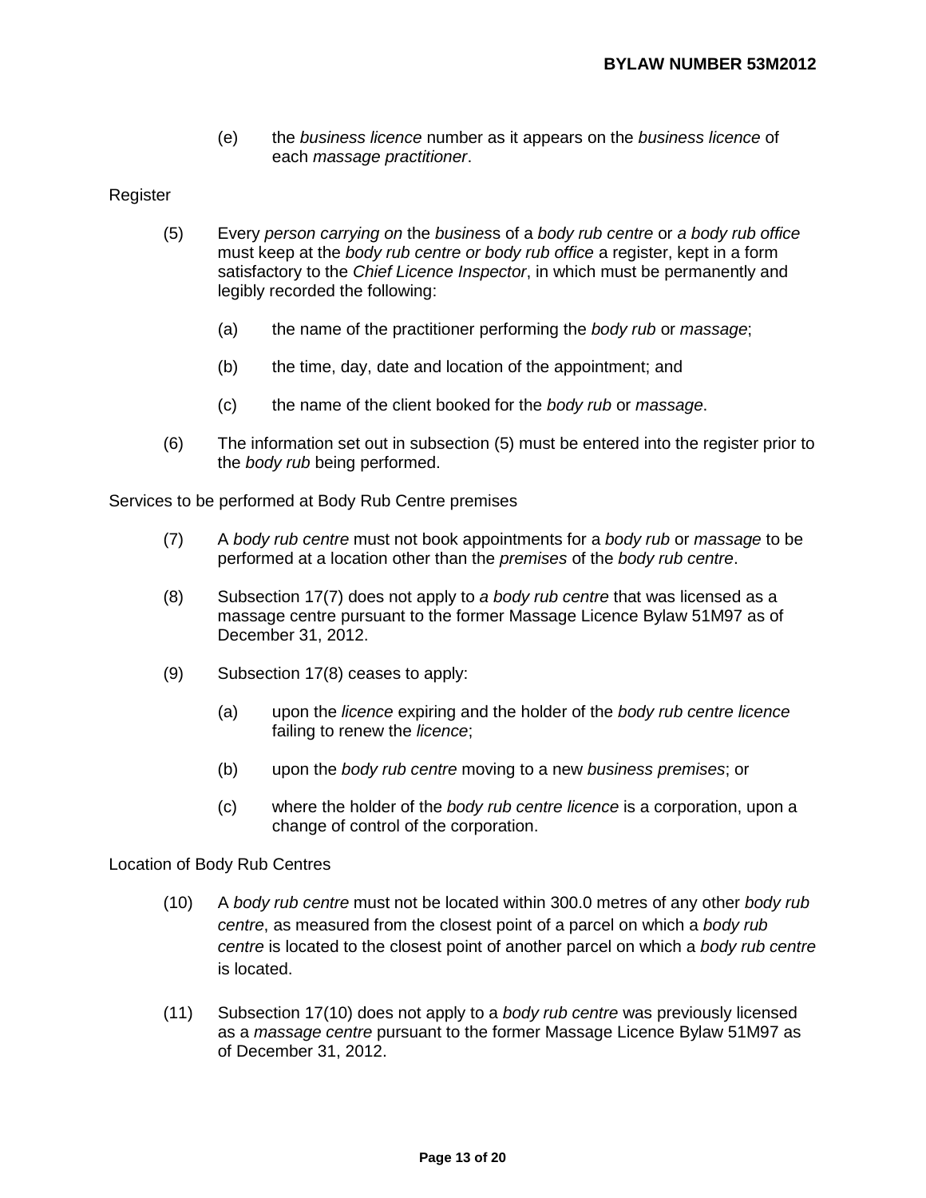(e) the *business licence* number as it appears on the *business licence* of each *massage practitioner*.

Register

(5) Every *person carrying on* the *business* of a *body rub centre* or *a body rub office* must keep at the *body rub centre or body rub office* a register, kept in a form satisfactory to the *Chief Licence Inspector*, in which must be permanently and legibly recorded the following:

(a) the name of the practitioner performing the *body rub* or *massage*;

(b) the time, day, date and location of the appointment; and

(c) the name of the client booked for the *body rub* or *massage*.

(6) The information set out in subsection (5) must be entered into the register prior to the *body rub* being performed.

Services to be performed at Body Rub Centre premises

(7) A *body rub centre* must not book appointments for a *body rub* or *massage* to be performed at a location other than the *premises* of the *body rub centre*.

(8) Subsection 17(7) does not apply to *a body rub centre* that was licensed as a massage centre pursuant to the former Massage Licence Bylaw 51M97 as of December 31, 2012.

(9) Subsection 17(8) ceases to apply:

(a) upon the *licence* expiring and the holder of the *body rub centre licence* failing to renew the *licence*;

(b) upon the *body rub centre* moving to a new *business premises*; or

(c) where the holder of the *body rub centre licence* is a corporation, upon a change of control of the corporation.

Location of Body Rub Centres

(10) A *body rub centre* must not be located within 300.0 metres of any other *body rub centre*, as measured from the closest point of a parcel on which a *body rub centre* is located to the closest point of another parcel on which a *body rub centre* is located.

(11) Subsection 17(10) does not apply to a *body rub centre* was previously licensed as a *massage centre* pursuant to the former Massage Licence Bylaw 51M97 as of December 31, 2012.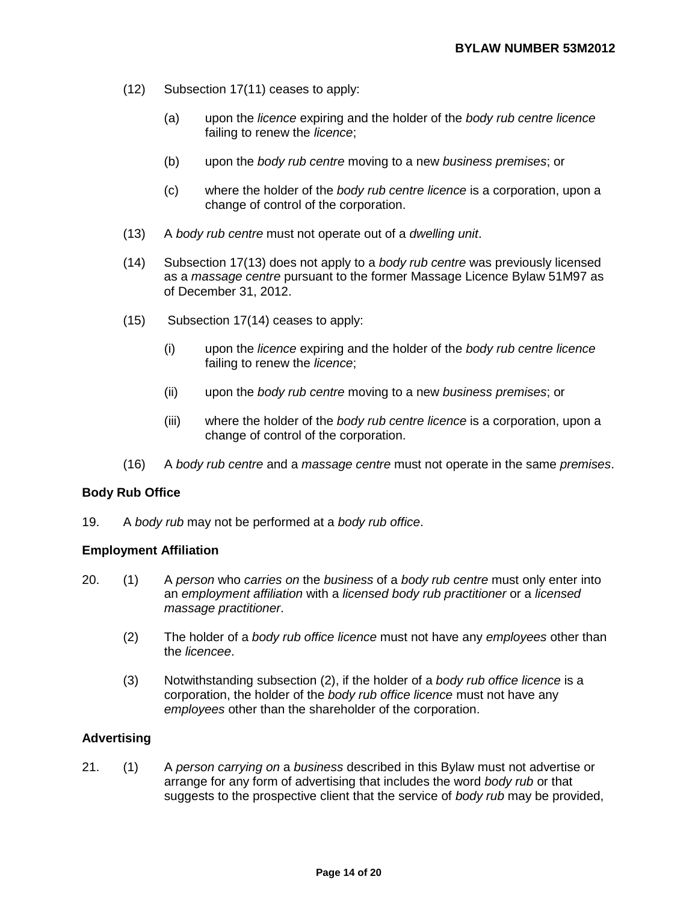(12) Subsection 17(11) ceases to apply:

(a) upon the *licence* expiring and the holder of the *body rub centre licence* failing to renew the *licence*;

(b) upon the *body rub centre* moving to a new *business premises*; or

(c) where the holder of the *body rub centre licence* is a corporation, upon a change of control of the corporation.

(13) A *body rub centre* must not operate out of a *dwelling unit*.

(14) Subsection 17(13) does not apply to a *body rub centre* was previously licensed as a *massage centre* pursuant to the former Massage Licence Bylaw 51M97 as of December 31, 2012.

(15) Subsection 17(14) ceases to apply:

(i) upon the *licence* expiring and the holder of the *body rub centre licence* failing to renew the *licence*;

(ii) upon the *body rub centre* moving to a new *business premises*; or

(iii) where the holder of the *body rub centre licence* is a corporation, upon a change of control of the corporation.

(16) A *body rub centre* and a *massage centre* must not operate in the same *premises*.

**Body Rub Office**

19. A *body rub* may not be performed at a *body rub office*.

**Employment Affiliation**

20. (1) A *person* who *carries on* the *business* of a *body rub centre* must only enter into an *employment affiliation* with a *licensed body rub practitioner* or a *licensed massage practitioner*.

(2) The holder of a *body rub office licence* must not have any *employees* other than the *licencee*.

(3) Notwithstanding subsection (2), if the holder of a *body rub office licence* is a corporation, the holder of the *body rub office licence* must not have any *employees* other than the shareholder of the corporation.

**Advertising**

21. (1) A *person carrying on* a *business* described in this Bylaw must not advertise or arrange for any form of advertising that includes the word *body rub* or that suggests to the prospective client that the service of *body rub* may be provided,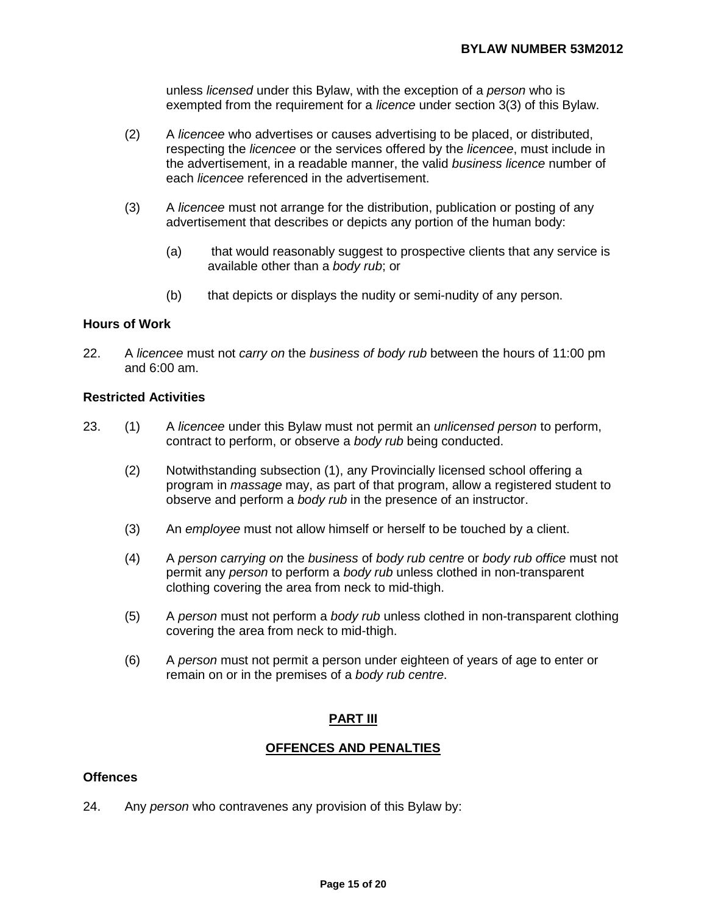unless *licensed* under this Bylaw, with the exception of a *person* who is exempted from the requirement for a *licence* under section 3(3) of this Bylaw.

(2) A *licencee* who advertises or causes advertising to be placed, or distributed, respecting the *licencee* or the services offered by the *licencee*, must include in the advertisement, in a readable manner, the valid *business licence* number of each *licencee* referenced in the advertisement.

(3) A *licencee* must not arrange for the distribution, publication or posting of any advertisement that describes or depicts any portion of the human body:

(a) that would reasonably suggest to prospective clients that any service is available other than a *body rub*; or

(b) that depicts or displays the nudity or semi-nudity of any person.

**Hours of Work**

22. A *licencee* must not *carry on* the *business of body rub* between the hours of 11:00 pm and 6:00 am.

**Restricted Activities**

23. (1) A *licencee* under this Bylaw must not permit an *unlicensed person* to perform, contract to perform, or observe a *body rub* being conducted.

(2) Notwithstanding subsection (1), any Provincially licensed school offering a program in *massage* may, as part of that program, allow a registered student to observe and perform a *body rub* in the presence of an instructor.

(3) An *employee* must not allow himself or herself to be touched by a client.

(4) A *person carrying on* the *business* of *body rub centre* or *body rub office* must not permit any *person* to perform a *body rub* unless clothed in non-transparent clothing covering the area from neck to mid-thigh.

(5) A *person* must not perform a *body rub* unless clothed in non-transparent clothing covering the area from neck to mid-thigh.

(6) A *person* must not permit a person under eighteen years of age to enter or remain on or in the premises of a *body rub centre*.

## PART III

## OFFENCES AND PENALTIES

**Offences**

24. Any *person* who contravenes any provision of this Bylaw by: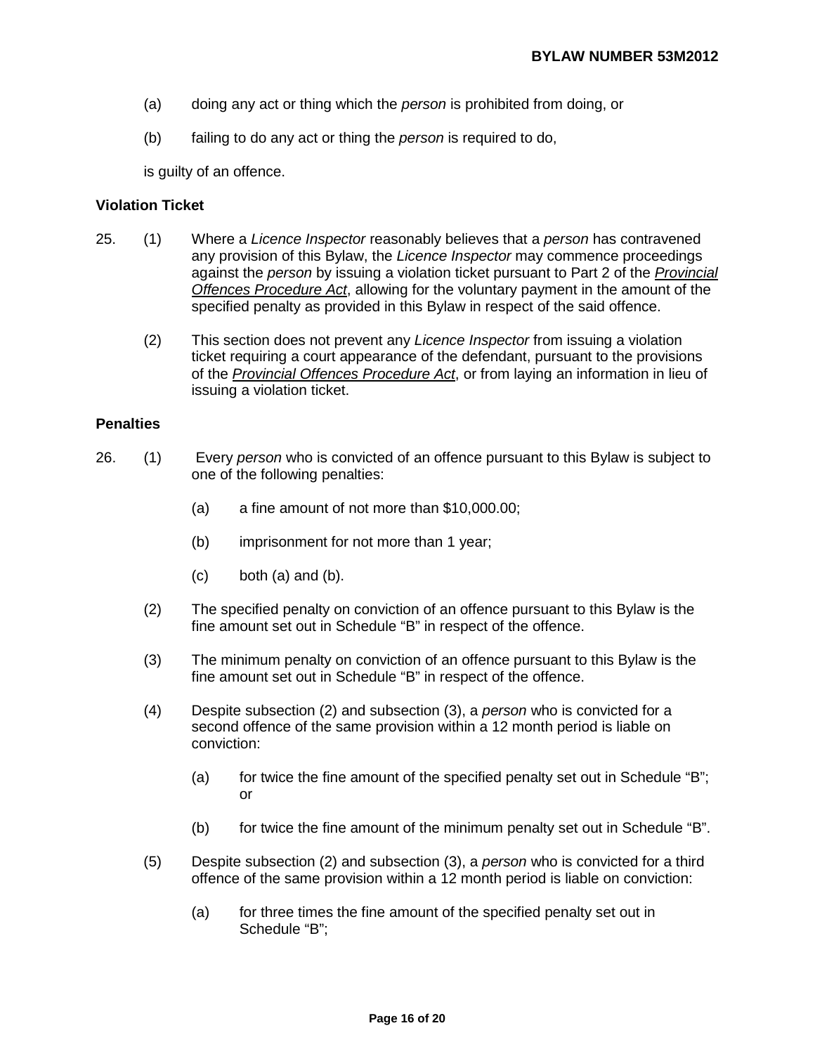(a) doing any act or thing which the *person* is prohibited from doing, or

(b) failing to do any act or thing the *person* is required to do,

is guilty of an offence.

**Violation Ticket**

25. (1) Where a *Licence Inspector* reasonably believes that a *person* has contravened any provision of this Bylaw, the *Licence Inspector* may commence proceedings against the *person* by issuing a violation ticket pursuant to Part 2 of the *Provincial Offences Procedure Act*, allowing for the voluntary payment in the amount of the specified penalty as provided in this Bylaw in respect of the said offence.

(2) This section does not prevent any *Licence Inspector* from issuing a violation ticket requiring a court appearance of the defendant, pursuant to the provisions of the *Provincial Offences Procedure Act*, or from laying an information in lieu of issuing a violation ticket.

**Penalties**

26. (1) Every *person* who is convicted of an offence pursuant to this Bylaw is subject to one of the following penalties:

(a) a fine amount of not more than $10,000.00;

(b) imprisonment for not more than 1 year;

(c) both (a) and (b).

(2) The specified penalty on conviction of an offence pursuant to this Bylaw is the fine amount set out in Schedule “B” in respect of the offence.

(3) The minimum penalty on conviction of an offence pursuant to this Bylaw is the fine amount set out in Schedule “B” in respect of the offence.

(4) Despite subsection (2) and subsection (3), a *person* who is convicted for a second offence of the same provision within a 12 month period is liable on conviction:

(a) for twice the fine amount of the specified penalty set out in Schedule “B”; or

(b) for twice the fine amount of the minimum penalty set out in Schedule “B”.

(5) Despite subsection (2) and subsection (3), a *person* who is convicted for a third offence of the same provision within a 12 month period is liable on conviction:

(a) for three times the fine amount of the specified penalty set out in Schedule “B”;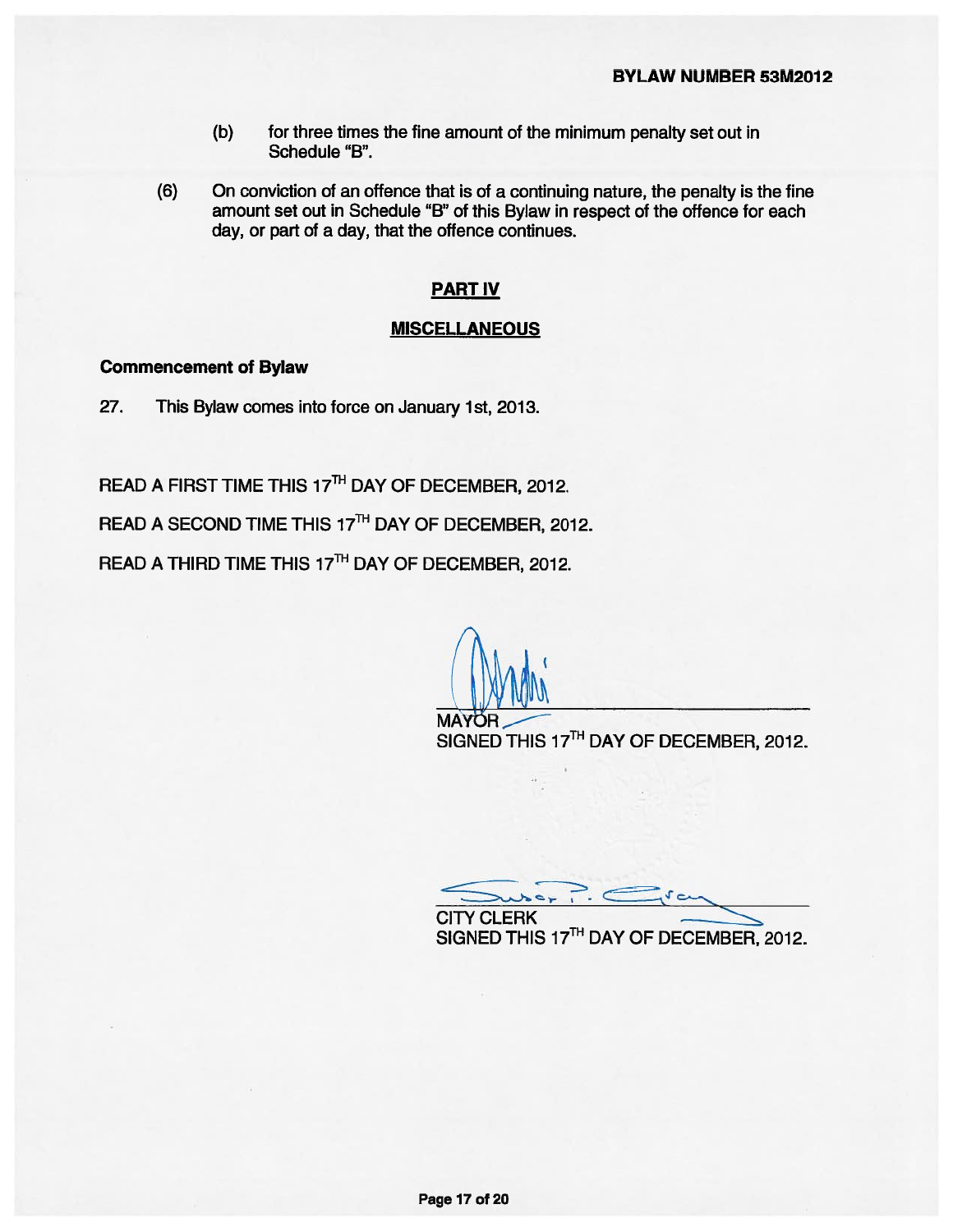(b) for three times the fine amount of the minimum penalty set out in Schedule "B".

(6) On conviction of an offence that is of a continuing nature, the penalty is the fine amount set out in Schedule "B" of this Bylaw in respect of the offence for each day, or part of a day, that the offence continues.

## PART IV

## MISCELLANEOUS

**Commencement of Bylaw**

27. This Bylaw comes into force on January 1st, 2013.

READ A FIRST TIME THIS 17TH DAY OF DECEMBER, 2012.

READ A SECOND TIME THIS 17TH DAY OF DECEMBER, 2012.

READ A THIRD TIME THIS 17TH DAY OF DECEMBER, 2012.

MAYOR
SIGNED THIS 17TH DAY OF DECEMBER, 2012.

CITY CLERK
SIGNED THIS 17TH DAY OF DECEMBER, 2012.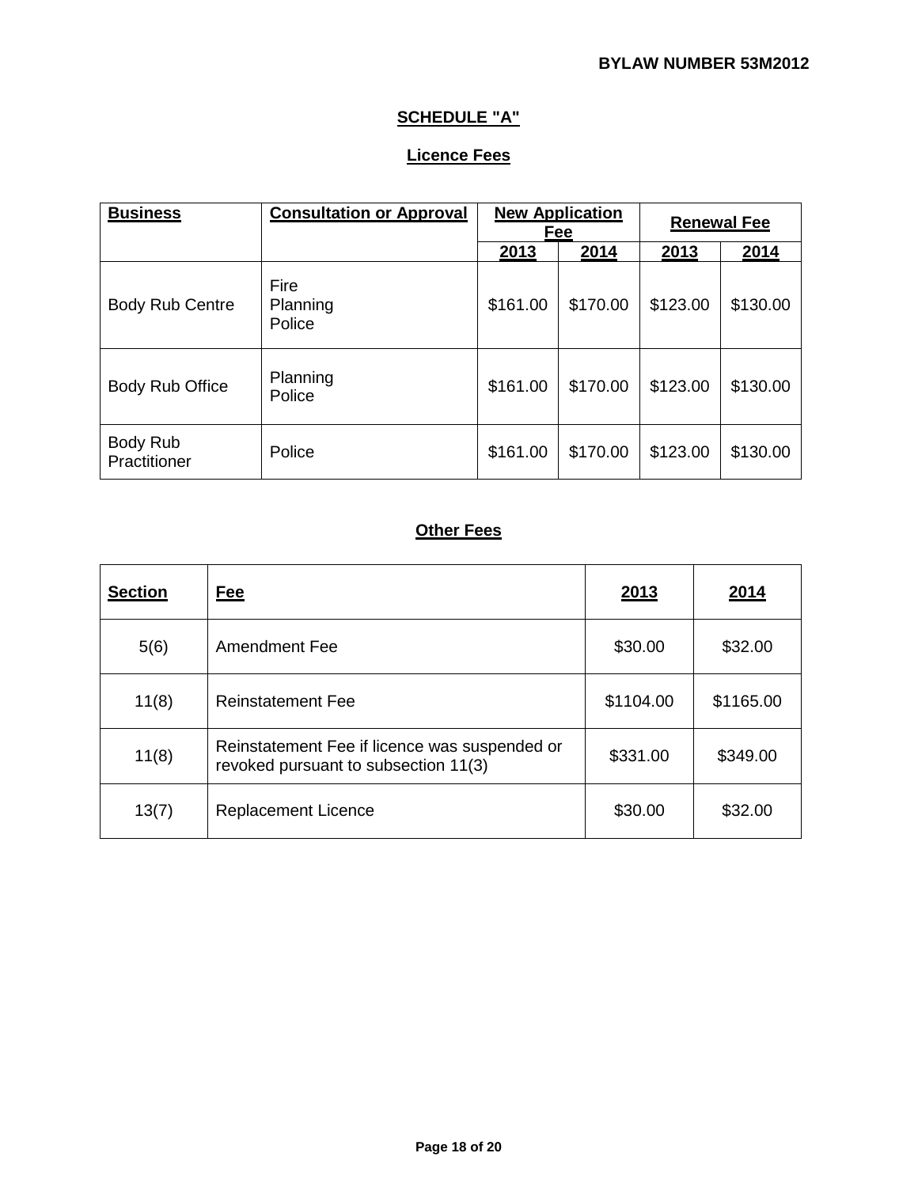## SCHEDULE "A"

### Licence Fees

| Business | Consultation or Approval | New Application Fee | | Renewal Fee | |
|---|---|---|---|---|---|
| | | 2013 | 2014 | 2013 | 2014 |
| Body Rub Centre | Fire<br>Planning<br>Police | $161.00 | $170.00 | $123.00 | $130.00 |
| Body Rub Office | Planning<br>Police | $161.00 | $170.00 | $123.00 | $130.00 |
| Body Rub Practitioner | Police | $161.00 | $170.00 | $123.00 | $130.00 |

### Other Fees

| Section | Fee | 2013 | 2014 |
|---|---|---|---|
| 5(6) | Amendment Fee | $30.00 | $32.00 |
| 11(8) | Reinstatement Fee | $1104.00 | $1165.00 |
| 11(8) | Reinstatement Fee if licence was suspended or revoked pursuant to subsection 11(3) | $331.00 | $349.00 |
| 13(7) | Replacement Licence | $30.00 | $32.00 |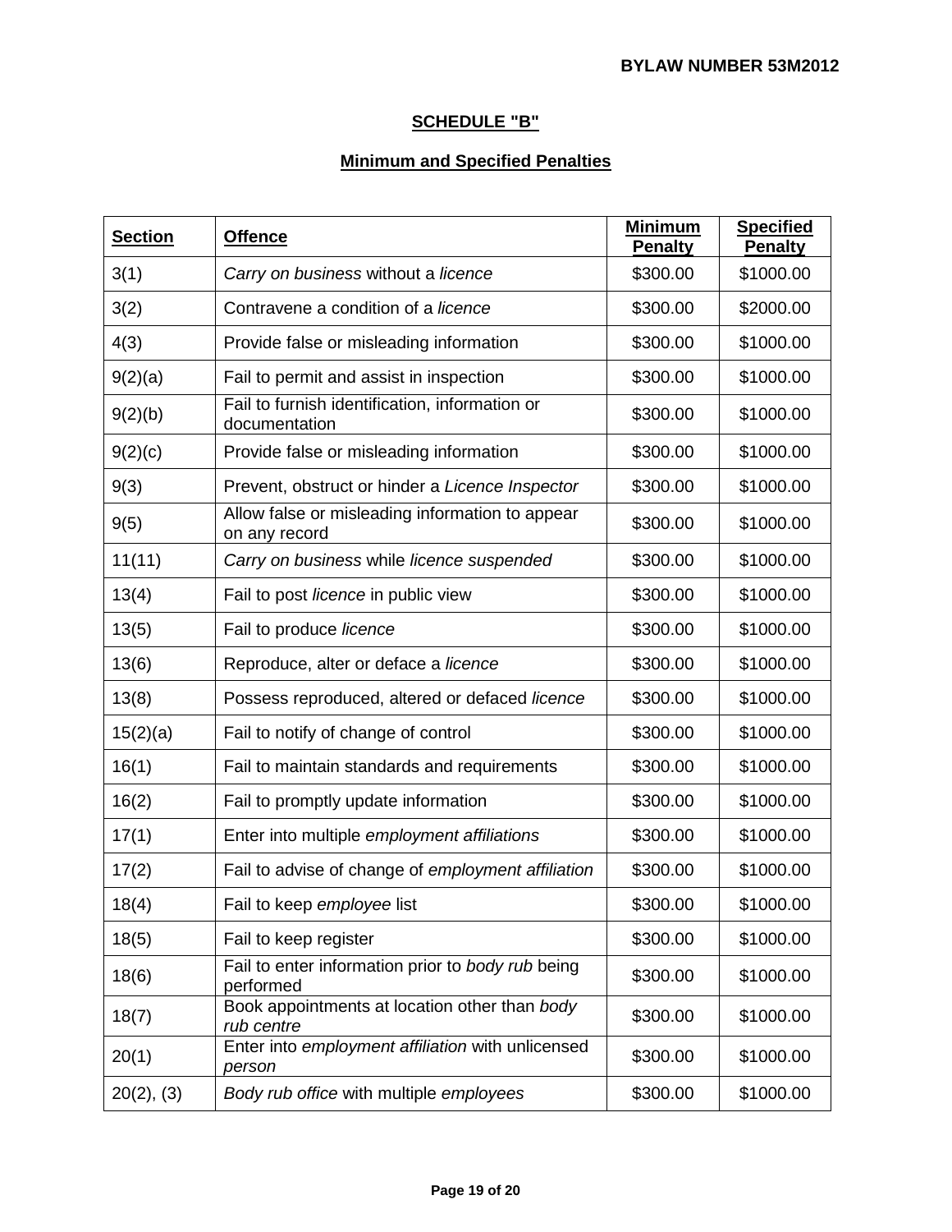## SCHEDULE "B"

### Minimum and Specified Penalties

| Section | Offence | Minimum Penalty | Specified Penalty |
|---|---|---|---|
| 3(1) | *Carry on business* without a *licence* | $300.00 | $1000.00 |
| 3(2) | Contravene a condition of a *licence* | $300.00 | $2000.00 |
| 4(3) | Provide false or misleading information | $300.00 | $1000.00 |
| 9(2)(a) | Fail to permit and assist in inspection | $300.00 | $1000.00 |
| 9(2)(b) | Fail to furnish identification, information or documentation | $300.00 | $1000.00 |
| 9(2)(c) | Provide false or misleading information | $300.00 | $1000.00 |
| 9(3) | Prevent, obstruct or hinder a *Licence Inspector* | $300.00 | $1000.00 |
| 9(5) | Allow false or misleading information to appear on any record | $300.00 | $1000.00 |
| 11(11) | *Carry on business* while *licence suspended* | $300.00 | $1000.00 |
| 13(4) | Fail to post *licence* in public view | $300.00 | $1000.00 |
| 13(5) | Fail to produce *licence* | $300.00 | $1000.00 |
| 13(6) | Reproduce, alter or deface a *licence* | $300.00 | $1000.00 |
| 13(8) | Possess reproduced, altered or defaced *licence* | $300.00 | $1000.00 |
| 15(2)(a) | Fail to notify of change of control | $300.00 | $1000.00 |
| 16(1) | Fail to maintain standards and requirements | $300.00 | $1000.00 |
| 16(2) | Fail to promptly update information | $300.00 | $1000.00 |
| 17(1) | Enter into multiple *employment affiliations* | $300.00 | $1000.00 |
| 17(2) | Fail to advise of change of *employment affiliation* | $300.00 | $1000.00 |
| 18(4) | Fail to keep *employee* list | $300.00 | $1000.00 |
| 18(5) | Fail to keep register | $300.00 | $1000.00 |
| 18(6) | Fail to enter information prior to *body rub* being performed | $300.00 | $1000.00 |
| 18(7) | Book appointments at location other than *body rub centre* | $300.00 | $1000.00 |
| 20(1) | Enter into *employment affiliation* with unlicensed *person* | $300.00 | $1000.00 |
| 20(2), (3) | *Body rub office* with multiple *employees* | $300.00 | $1000.00 |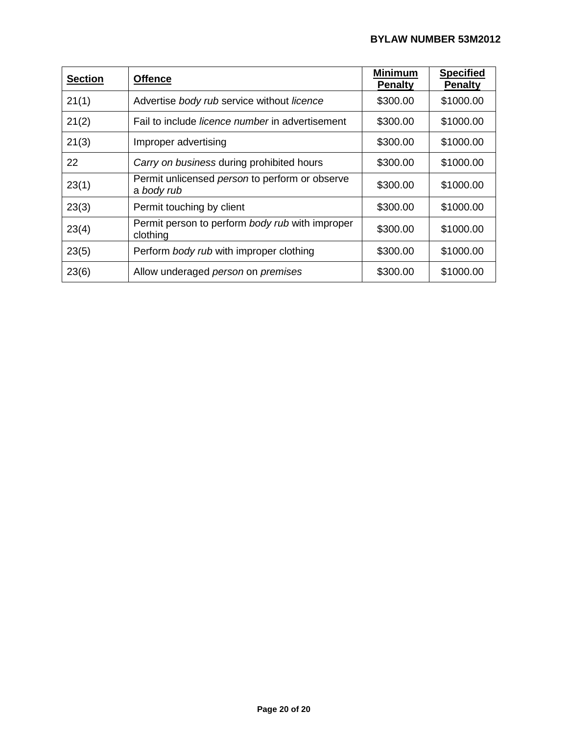| **Section** | **Offence** | **Minimum Penalty** | **Specified Penalty** |
|---|---|---|---|
| 21(1) | Advertise *body rub* service without *licence* | $300.00 | $1000.00 |
| 21(2) | Fail to include *licence number* in advertisement | $300.00 | $1000.00 |
| 21(3) | Improper advertising | $300.00 | $1000.00 |
| 22 | *Carry on business* during prohibited hours | $300.00 | $1000.00 |
| 23(1) | Permit unlicensed *person* to perform or observe a *body rub* | $300.00 | $1000.00 |
| 23(3) | Permit touching by client | $300.00 | $1000.00 |
| 23(4) | Permit person to perform *body rub* with improper clothing | $300.00 | $1000.00 |
| 23(5) | Perform *body rub* with improper clothing | $300.00 | $1000.00 |
| 23(6) | Allow underaged *person* on *premises* | $300.00 | $1000.00 |